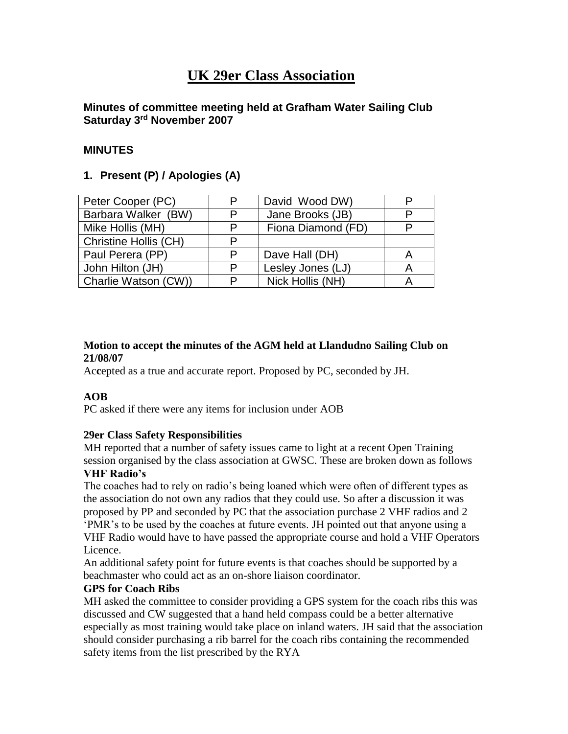# UK 29er Class Association

**Minutes of committee meeting held at Grafham Water Sailing Club Saturday 3rd November 2007**

**MINUTES**

## 1. Present (P) / Apologies (A)

| | | | |
|---|---|---|---|
| Peter Cooper (PC) | P | David Wood DW) | P |
| Barbara Walker (BW) | P | Jane Brooks (JB) | P |
| Mike Hollis (MH) | P | Fiona Diamond (FD) | P |
| Christine Hollis (CH) | P | | |
| Paul Perera (PP) | P | Dave Hall (DH) | A |
| John Hilton (JH) | P | Lesley Jones (LJ) | A |
| Charlie Watson (CW)) | P | Nick Hollis (NH) | A |

**Motion to accept the minutes of the AGM held at Llandudno Sailing Club on 21/08/07**

Accepted as a true and accurate report. Proposed by PC, seconded by JH.

**AOB**

PC asked if there were any items for inclusion under AOB

**29er Class Safety Responsibilities**

MH reported that a number of safety issues came to light at a recent Open Training session organised by the class association at GWSC. These are broken down as follows

**VHF Radio's**

The coaches had to rely on radio's being loaned which were often of different types as the association do not own any radios that they could use. So after a discussion it was proposed by PP and seconded by PC that the association purchase 2 VHF radios and 2 'PMR's to be used by the coaches at future events. JH pointed out that anyone using a VHF Radio would have to have passed the appropriate course and hold a VHF Operators Licence.

An additional safety point for future events is that coaches should be supported by a beachmaster who could act as an on-shore liaison coordinator.

**GPS for Coach Ribs**

MH asked the committee to consider providing a GPS system for the coach ribs this was discussed and CW suggested that a hand held compass could be a better alternative especially as most training would take place on inland waters. JH said that the association should consider purchasing a rib barrel for the coach ribs containing the recommended safety items from the list prescribed by the RYA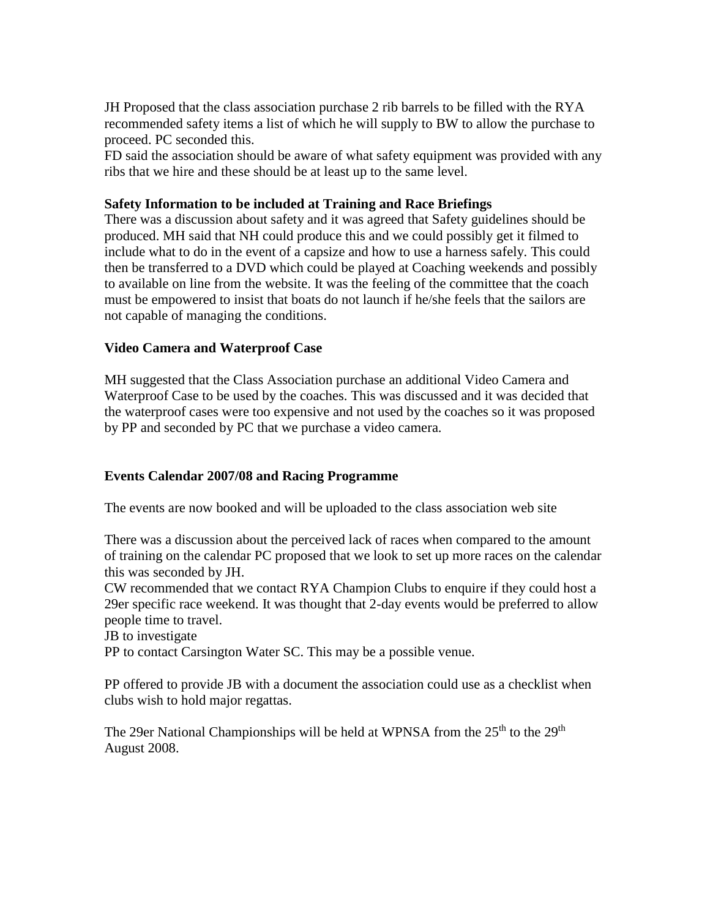JH Proposed that the class association purchase 2 rib barrels to be filled with the RYA recommended safety items a list of which he will supply to BW to allow the purchase to proceed. PC seconded this.
FD said the association should be aware of what safety equipment was provided with any ribs that we hire and these should be at least up to the same level.

**Safety Information to be included at Training and Race Briefings**
There was a discussion about safety and it was agreed that Safety guidelines should be produced. MH said that NH could produce this and we could possibly get it filmed to include what to do in the event of a capsize and how to use a harness safely. This could then be transferred to a DVD which could be played at Coaching weekends and possibly to available on line from the website. It was the feeling of the committee that the coach must be empowered to insist that boats do not launch if he/she feels that the sailors are not capable of managing the conditions.

**Video Camera and Waterproof Case**

MH suggested that the Class Association purchase an additional Video Camera and Waterproof Case to be used by the coaches. This was discussed and it was decided that the waterproof cases were too expensive and not used by the coaches so it was proposed by PP and seconded by PC that we purchase a video camera.

**Events Calendar 2007/08 and Racing Programme**

The events are now booked and will be uploaded to the class association web site

There was a discussion about the perceived lack of races when compared to the amount of training on the calendar PC proposed that we look to set up more races on the calendar this was seconded by JH.
CW recommended that we contact RYA Champion Clubs to enquire if they could host a 29er specific race weekend. It was thought that 2-day events would be preferred to allow people time to travel.
JB to investigate
PP to contact Carsington Water SC. This may be a possible venue.

PP offered to provide JB with a document the association could use as a checklist when clubs wish to hold major regattas.

The 29er National Championships will be held at WPNSA from the 25th to the 29th August 2008.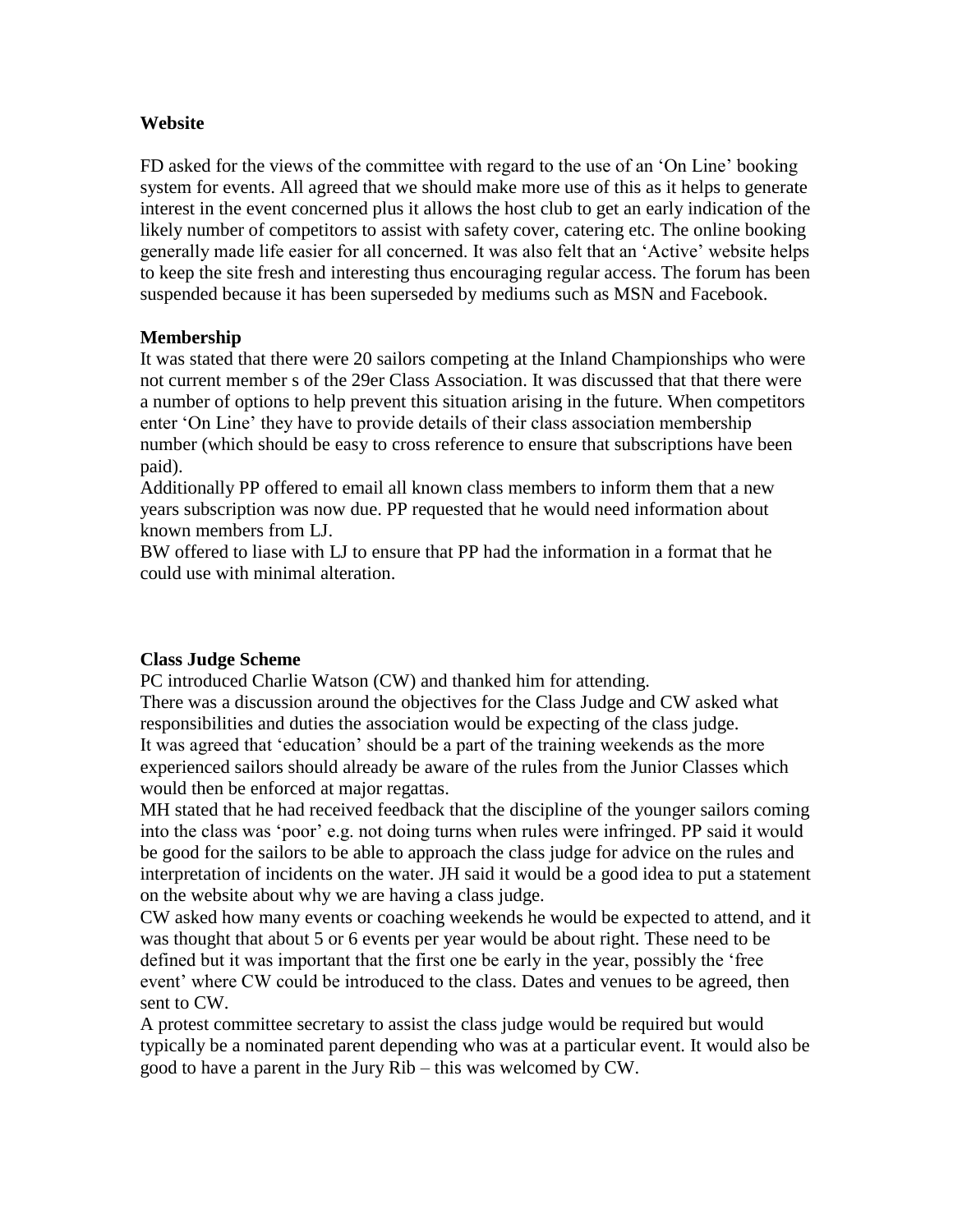**Website**

FD asked for the views of the committee with regard to the use of an 'On Line' booking system for events. All agreed that we should make more use of this as it helps to generate interest in the event concerned plus it allows the host club to get an early indication of the likely number of competitors to assist with safety cover, catering etc. The online booking generally made life easier for all concerned. It was also felt that an 'Active' website helps to keep the site fresh and interesting thus encouraging regular access. The forum has been suspended because it has been superseded by mediums such as MSN and Facebook.

**Membership**

It was stated that there were 20 sailors competing at the Inland Championships who were not current member s of the 29er Class Association. It was discussed that that there were a number of options to help prevent this situation arising in the future. When competitors enter 'On Line' they have to provide details of their class association membership number (which should be easy to cross reference to ensure that subscriptions have been paid).

Additionally PP offered to email all known class members to inform them that a new years subscription was now due. PP requested that he would need information about known members from LJ.

BW offered to liase with LJ to ensure that PP had the information in a format that he could use with minimal alteration.

**Class Judge Scheme**

PC introduced Charlie Watson (CW) and thanked him for attending.

There was a discussion around the objectives for the Class Judge and CW asked what responsibilities and duties the association would be expecting of the class judge.

It was agreed that 'education' should be a part of the training weekends as the more experienced sailors should already be aware of the rules from the Junior Classes which would then be enforced at major regattas.

MH stated that he had received feedback that the discipline of the younger sailors coming into the class was 'poor' e.g. not doing turns when rules were infringed. PP said it would be good for the sailors to be able to approach the class judge for advice on the rules and interpretation of incidents on the water. JH said it would be a good idea to put a statement on the website about why we are having a class judge.

CW asked how many events or coaching weekends he would be expected to attend, and it was thought that about 5 or 6 events per year would be about right. These need to be defined but it was important that the first one be early in the year, possibly the 'free event' where CW could be introduced to the class. Dates and venues to be agreed, then sent to CW.

A protest committee secretary to assist the class judge would be required but would typically be a nominated parent depending who was at a particular event. It would also be good to have a parent in the Jury Rib – this was welcomed by CW.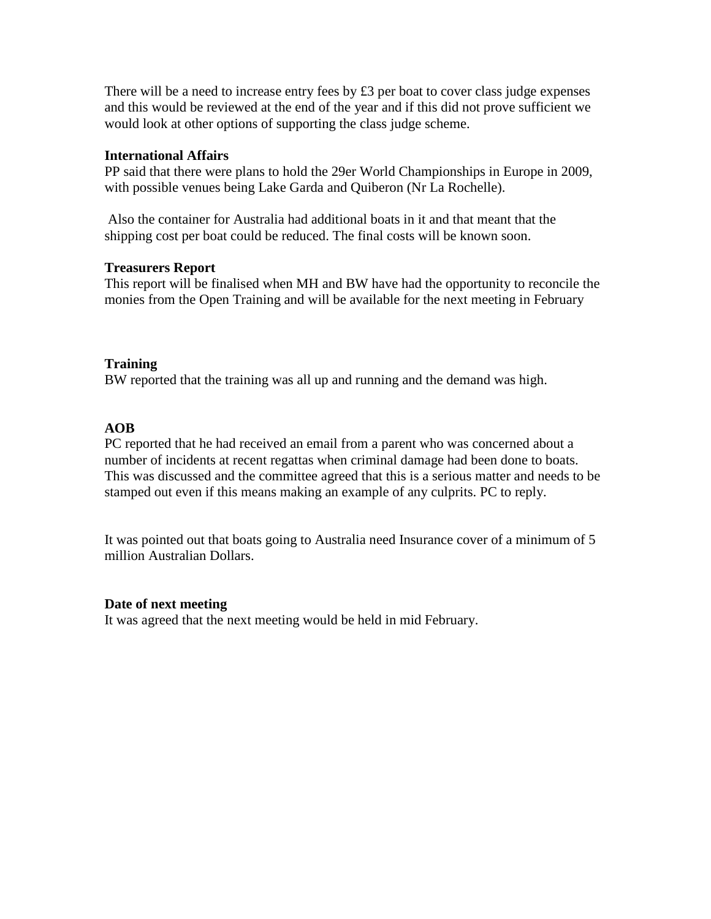There will be a need to increase entry fees by £3 per boat to cover class judge expenses and this would be reviewed at the end of the year and if this did not prove sufficient we would look at other options of supporting the class judge scheme.

**International Affairs**
PP said that there were plans to hold the 29er World Championships in Europe in 2009, with possible venues being Lake Garda and Quiberon (Nr La Rochelle).

Also the container for Australia had additional boats in it and that meant that the shipping cost per boat could be reduced. The final costs will be known soon.

**Treasurers Report**
This report will be finalised when MH and BW have had the opportunity to reconcile the monies from the Open Training and will be available for the next meeting in February

**Training**
BW reported that the training was all up and running and the demand was high.

**AOB**
PC reported that he had received an email from a parent who was concerned about a number of incidents at recent regattas when criminal damage had been done to boats. This was discussed and the committee agreed that this is a serious matter and needs to be stamped out even if this means making an example of any culprits. PC to reply.

It was pointed out that boats going to Australia need Insurance cover of a minimum of 5 million Australian Dollars.

**Date of next meeting**
It was agreed that the next meeting would be held in mid February.